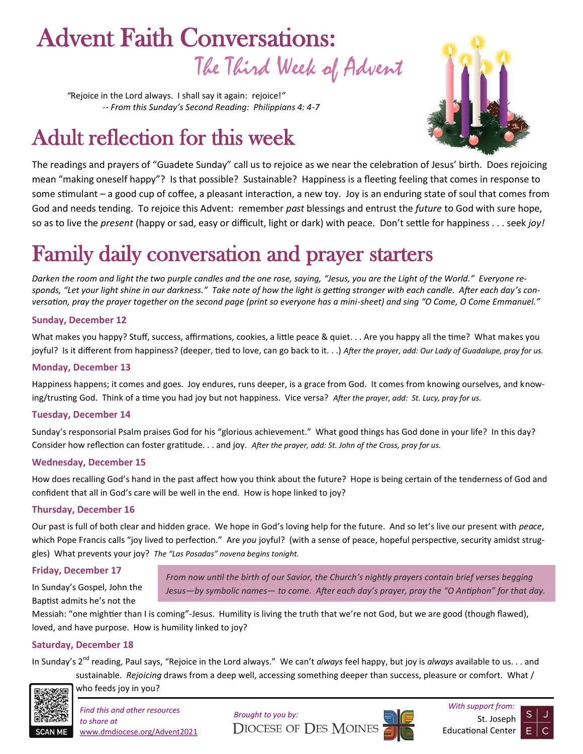# Advent Faith Conversations:

## The Third Week of Advent

*"*Rejoice in the Lord always. I shall say it again: rejoice!*"*
*-- From this Sunday's Second Reading: Philippians 4: 4-7*

# Adult reflection for this week

The readings and prayers of "Guadete Sunday" call us to rejoice as we near the celebration of Jesus' birth. Does rejoicing mean "making oneself happy"? Is that possible? Sustainable? Happiness is a fleeting feeling that comes in response to some stimulant – a good cup of coffee, a pleasant interaction, a new toy. Joy is an enduring state of soul that comes from God and needs tending. To rejoice this Advent: remember *past* blessings and entrust the *future* to God with sure hope, so as to live the *present* (happy or sad, easy or difficult, light or dark) with peace. Don't settle for happiness . . . seek *joy!*

# Family daily conversation and prayer starters

*Darken the room and light the two purple candles and the one rose, saying, "Jesus, you are the Light of the World." Everyone responds, "Let your light shine in our darkness." Take note of how the light is getting stronger with each candle. After each day's conversation, pray the prayer together on the second page (print so everyone has a mini-sheet) and sing "O Come, O Come Emmanuel."*

### Sunday, December 12

What makes you happy? Stuff, success, affirmations, cookies, a little peace & quiet. . . Are you happy all the time? What makes you joyful? Is it different from happiness? (deeper, tied to love, can go back to it. . .) *After the prayer, add: Our Lady of Guadalupe, pray for us.*

### Monday, December 13

Happiness happens; it comes and goes. Joy endures, runs deeper, is a grace from God. It comes from knowing ourselves, and knowing/trusting God. Think of a time you had joy but not happiness. Vice versa? *After the prayer, add: St. Lucy, pray for us.*

### Tuesday, December 14

Sunday's responsorial Psalm praises God for his "glorious achievement." What good things has God done in your life? In this day? Consider how reflection can foster gratitude. . . and joy. *After the prayer, add: St. John of the Cross, pray for us.*

### Wednesday, December 15

How does recalling God's hand in the past affect how you think about the future? Hope is being certain of the tenderness of God and confident that all in God's care will be well in the end. How is hope linked to joy?

### Thursday, December 16

Our past is full of both clear and hidden grace. We hope in God's loving help for the future. And so let's live our present with *peace*, which Pope Francis calls "joy lived to perfection." Are *you* joyful? (with a sense of peace, hopeful perspective, security amidst struggles) What prevents your joy? *The "Las Posadas" novena begins tonight.*

### Friday, December 17

*From now until the birth of our Savior, the Church's nightly prayers contain brief verses begging Jesus—by symbolic names— to come. After each day's prayer, pray the "O Antiphon" for that day.*

In Sunday's Gospel, John the Baptist admits he's not the Messiah: "one mightier than I is coming"-Jesus. Humility is living the truth that we're not God, but we are good (though flawed), loved, and have purpose. How is humility linked to joy?

### Saturday, December 18

In Sunday's 2nd reading, Paul says, "Rejoice in the Lord always." We can't *always* feel happy, but joy is *always* available to us. . . and sustainable. *Rejoicing* draws from a deep well, accessing something deeper than success, pleasure or comfort. What / who feeds joy in you?

SCAN ME

*Find this and other resources to share at* www.dmdiocese.org/Advent2021

*Brought to you by:* Diocese of Des Moines

*With support from:* St. Joseph Educational Center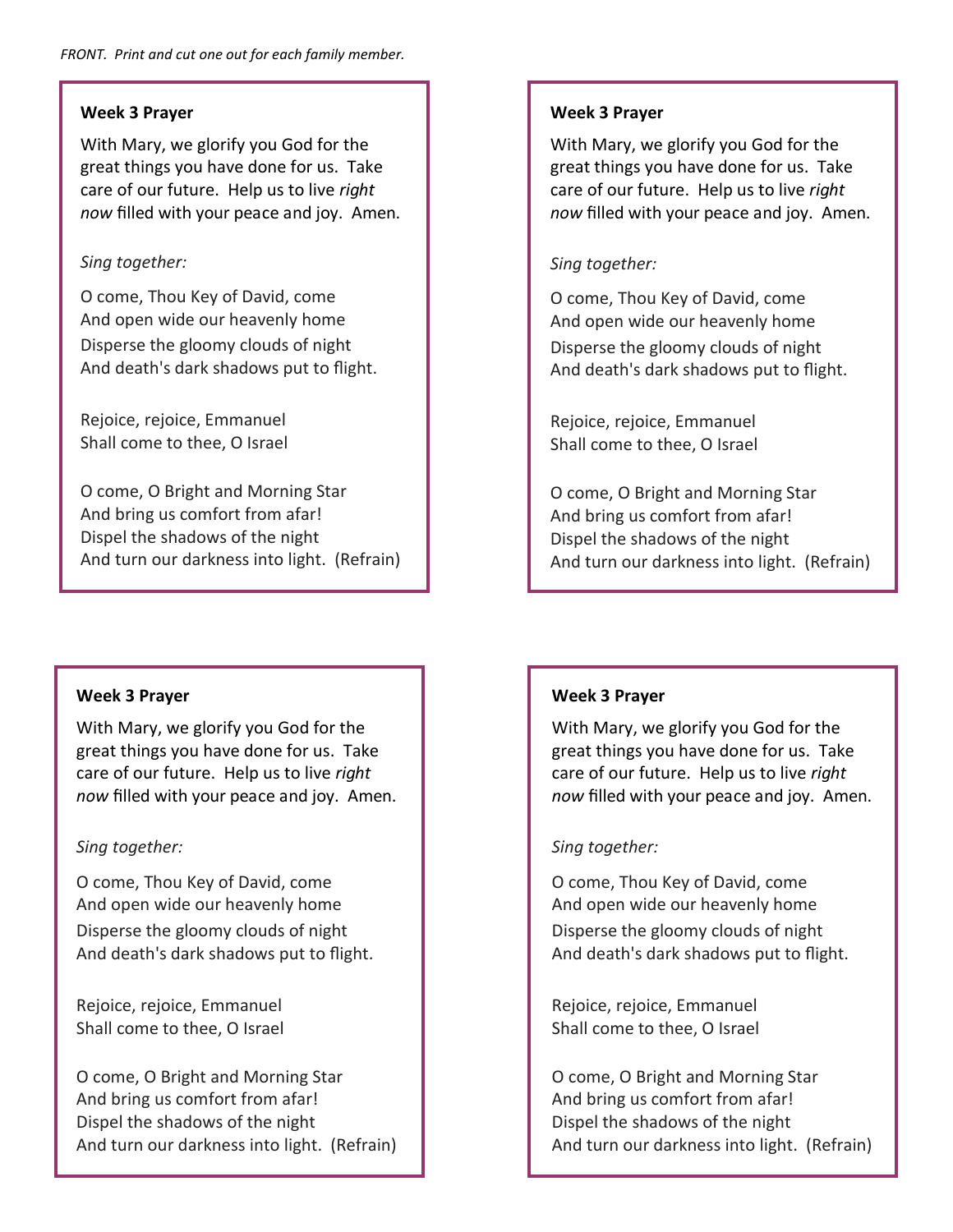*FRONT. Print and cut one out for each family member.*

**Week 3 Prayer**

With Mary, we glorify you God for the great things you have done for us. Take care of our future. Help us to live *right now* filled with your peace and joy. Amen.

*Sing together:*

O come, Thou Key of David, come
And open wide our heavenly home
Disperse the gloomy clouds of night
And death's dark shadows put to flight.

Rejoice, rejoice, Emmanuel
Shall come to thee, O Israel

O come, O Bright and Morning Star
And bring us comfort from afar!
Dispel the shadows of the night
And turn our darkness into light. (Refrain)

**Week 3 Prayer**

With Mary, we glorify you God for the great things you have done for us. Take care of our future. Help us to live *right now* filled with your peace and joy. Amen.

*Sing together:*

O come, Thou Key of David, come
And open wide our heavenly home
Disperse the gloomy clouds of night
And death's dark shadows put to flight.

Rejoice, rejoice, Emmanuel
Shall come to thee, O Israel

O come, O Bright and Morning Star
And bring us comfort from afar!
Dispel the shadows of the night
And turn our darkness into light. (Refrain)

**Week 3 Prayer**

With Mary, we glorify you God for the great things you have done for us. Take care of our future. Help us to live *right now* filled with your peace and joy. Amen.

*Sing together:*

O come, Thou Key of David, come
And open wide our heavenly home
Disperse the gloomy clouds of night
And death's dark shadows put to flight.

Rejoice, rejoice, Emmanuel
Shall come to thee, O Israel

O come, O Bright and Morning Star
And bring us comfort from afar!
Dispel the shadows of the night
And turn our darkness into light. (Refrain)

**Week 3 Prayer**

With Mary, we glorify you God for the great things you have done for us. Take care of our future. Help us to live *right now* filled with your peace and joy. Amen.

*Sing together:*

O come, Thou Key of David, come
And open wide our heavenly home
Disperse the gloomy clouds of night
And death's dark shadows put to flight.

Rejoice, rejoice, Emmanuel
Shall come to thee, O Israel

O come, O Bright and Morning Star
And bring us comfort from afar!
Dispel the shadows of the night
And turn our darkness into light. (Refrain)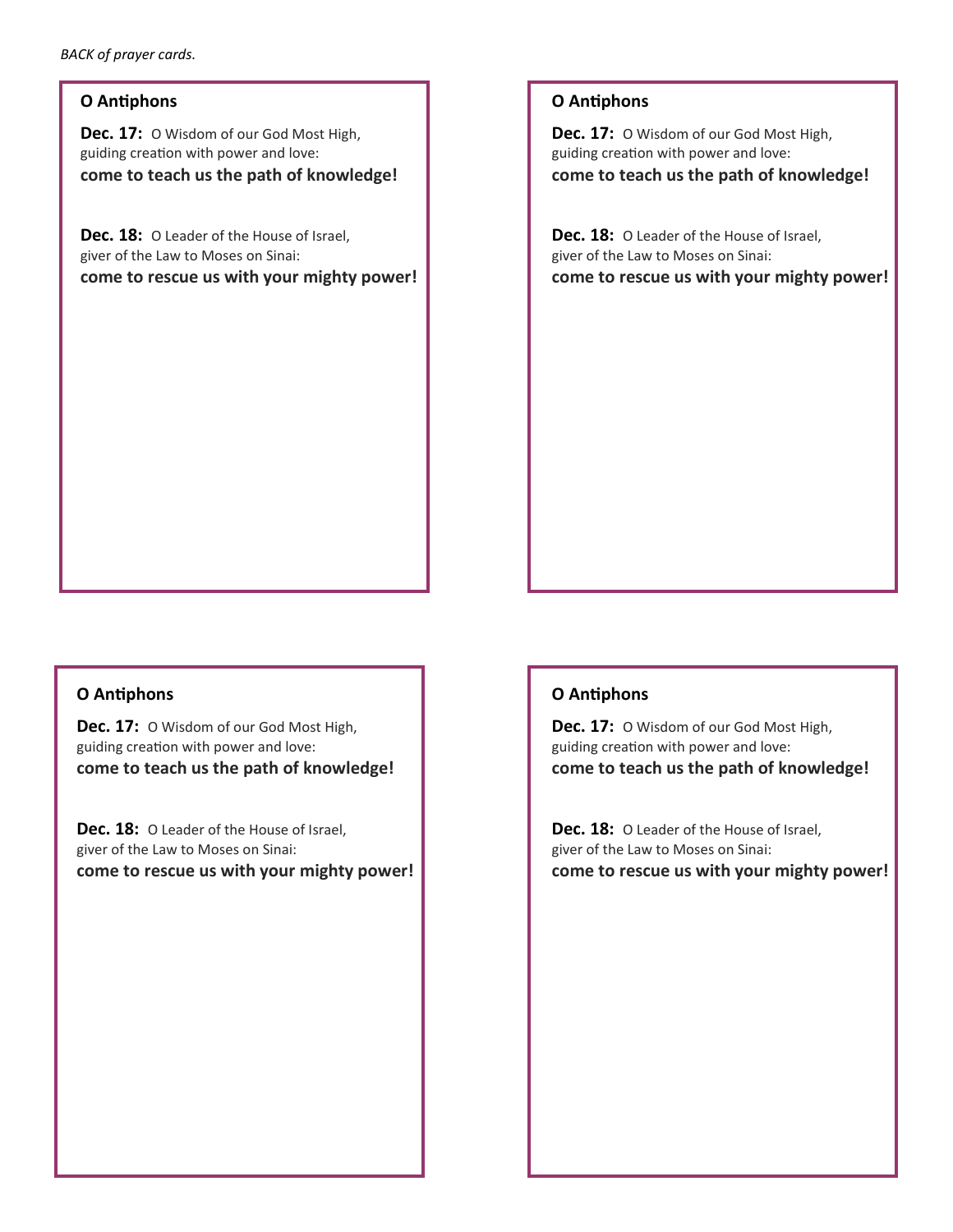*BACK of prayer cards.*

**O Antiphons**

**Dec. 17:** O Wisdom of our God Most High,
guiding creation with power and love:
**come to teach us the path of knowledge!**

**Dec. 18:** O Leader of the House of Israel,
giver of the Law to Moses on Sinai:
**come to rescue us with your mighty power!**

**O Antiphons**

**Dec. 17:** O Wisdom of our God Most High,
guiding creation with power and love:
**come to teach us the path of knowledge!**

**Dec. 18:** O Leader of the House of Israel,
giver of the Law to Moses on Sinai:
**come to rescue us with your mighty power!**

**O Antiphons**

**Dec. 17:** O Wisdom of our God Most High,
guiding creation with power and love:
**come to teach us the path of knowledge!**

**Dec. 18:** O Leader of the House of Israel,
giver of the Law to Moses on Sinai:
**come to rescue us with your mighty power!**

**O Antiphons**

**Dec. 17:** O Wisdom of our God Most High,
guiding creation with power and love:
**come to teach us the path of knowledge!**

**Dec. 18:** O Leader of the House of Israel,
giver of the Law to Moses on Sinai:
**come to rescue us with your mighty power!**